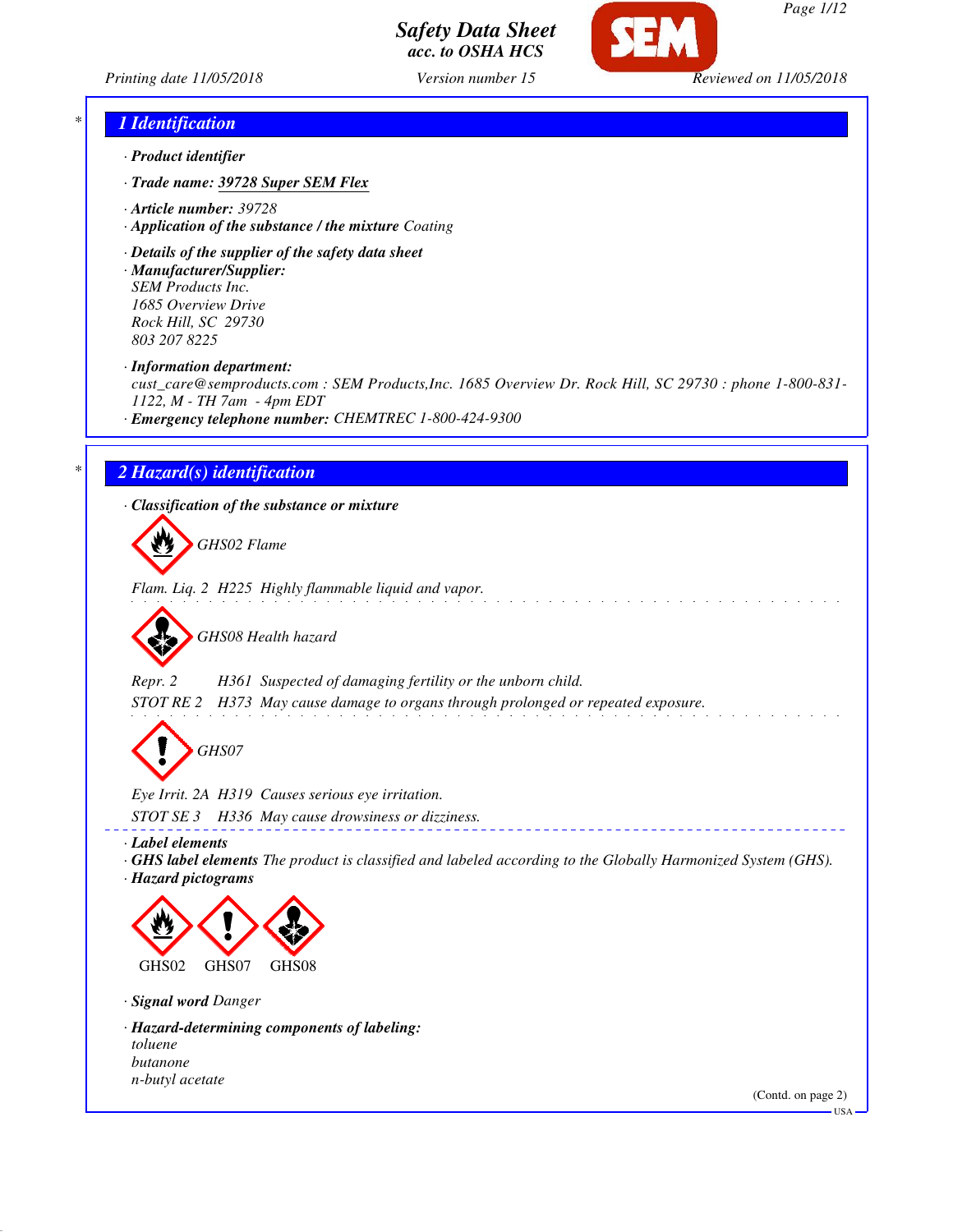# Safety Data Sheet
*acc. to OSHA HCS*

Printing date 11/05/2018 | Version number 15 | Reviewed on 11/05/2018

## 1 Identification

· **Product identifier**

· **Trade name:** 39728 Super SEM Flex

· **Article number:** 39728

· **Application of the substance / the mixture** Coating

· **Details of the supplier of the safety data sheet**

· **Manufacturer/Supplier:**
SEM Products Inc.
1685 Overview Drive
Rock Hill, SC 29730
803 207 8225

· **Information department:**
cust_care@semproducts.com : SEM Products,Inc. 1685 Overview Dr. Rock Hill, SC 29730 : phone 1-800-831-1122, M - TH 7am - 4pm EDT

· **Emergency telephone number:** CHEMTREC 1-800-424-9300

## 2 Hazard(s) identification

· **Classification of the substance or mixture**

GHS02 Flame

Flam. Liq. 2 H225 Highly flammable liquid and vapor.

GHS08 Health hazard

Repr. 2 H361 Suspected of damaging fertility or the unborn child.
STOT RE 2 H373 May cause damage to organs through prolonged or repeated exposure.

GHS07

Eye Irrit. 2A H319 Causes serious eye irritation.
STOT SE 3 H336 May cause drowsiness or dizziness.

· **Label elements**

· **GHS label elements** The product is classified and labeled according to the Globally Harmonized System (GHS).

· **Hazard pictograms**

GHS02 GHS07 GHS08

· **Signal word** Danger

· **Hazard-determining components of labeling:**
toluene
butanone
n-butyl acetate

(Contd. on page 2)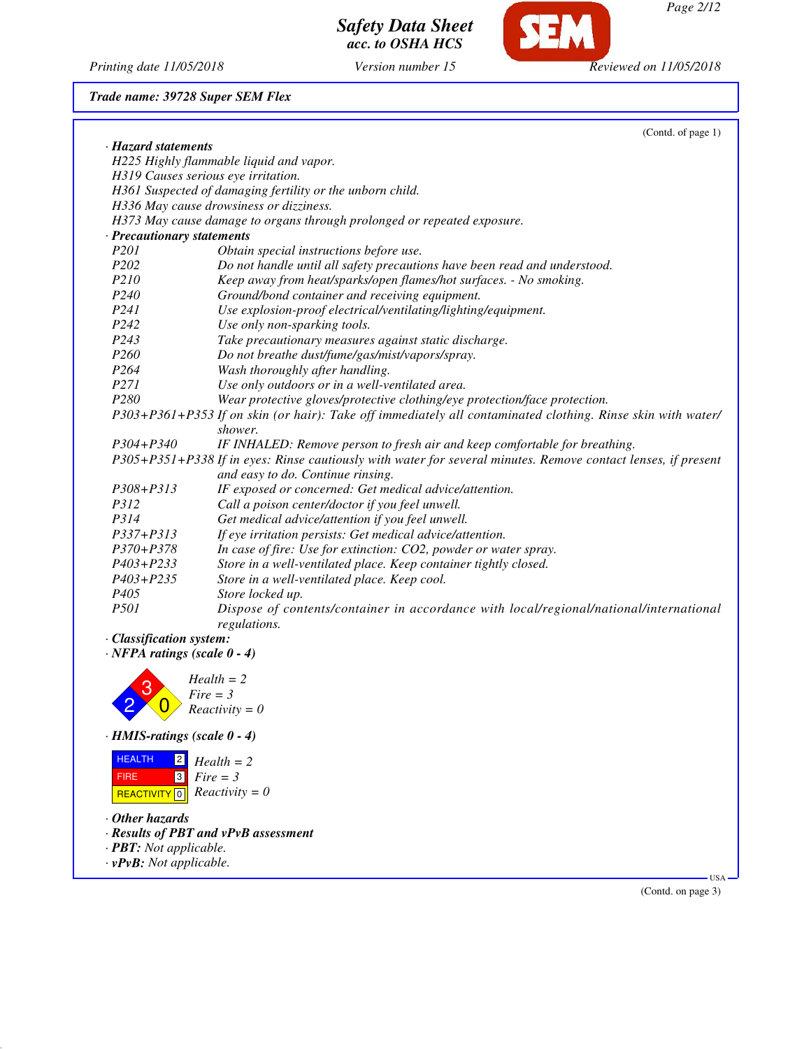**Trade name: 39728 Super SEM Flex**

(Contd. of page 1)

· **Hazard statements**

H225 Highly flammable liquid and vapor.
H319 Causes serious eye irritation.
H361 Suspected of damaging fertility or the unborn child.
H336 May cause drowsiness or dizziness.
H373 May cause damage to organs through prolonged or repeated exposure.

· **Precautionary statements**

| | |
|---|---|
| P201 | Obtain special instructions before use. |
| P202 | Do not handle until all safety precautions have been read and understood. |
| P210 | Keep away from heat/sparks/open flames/hot surfaces. - No smoking. |
| P240 | Ground/bond container and receiving equipment. |
| P241 | Use explosion-proof electrical/ventilating/lighting/equipment. |
| P242 | Use only non-sparking tools. |
| P243 | Take precautionary measures against static discharge. |
| P260 | Do not breathe dust/fume/gas/mist/vapors/spray. |
| P264 | Wash thoroughly after handling. |
| P271 | Use only outdoors or in a well-ventilated area. |
| P280 | Wear protective gloves/protective clothing/eye protection/face protection. |
| P303+P361+P353 | If on skin (or hair): Take off immediately all contaminated clothing. Rinse skin with water/shower. |
| P304+P340 | IF INHALED: Remove person to fresh air and keep comfortable for breathing. |
| P305+P351+P338 | If in eyes: Rinse cautiously with water for several minutes. Remove contact lenses, if present and easy to do. Continue rinsing. |
| P308+P313 | IF exposed or concerned: Get medical advice/attention. |
| P312 | Call a poison center/doctor if you feel unwell. |
| P314 | Get medical advice/attention if you feel unwell. |
| P337+P313 | If eye irritation persists: Get medical advice/attention. |
| P370+P378 | In case of fire: Use for extinction: CO2, powder or water spray. |
| P403+P233 | Store in a well-ventilated place. Keep container tightly closed. |
| P403+P235 | Store in a well-ventilated place. Keep cool. |
| P405 | Store locked up. |
| P501 | Dispose of contents/container in accordance with local/regional/national/international regulations. |

· **Classification system:**

· **NFPA ratings (scale 0 - 4)**

Health = 2
Fire = 3
Reactivity = 0

· **HMIS-ratings (scale 0 - 4)**

| | | |
|---|---|---|
| HEALTH | 2 | Health = 2 |
| FIRE | 3 | Fire = 3 |
| REACTIVITY | 0 | Reactivity = 0 |

· **Other hazards**

· **Results of PBT and vPvB assessment**

· **PBT:** Not applicable.

· **vPvB:** Not applicable.

(Contd. on page 3)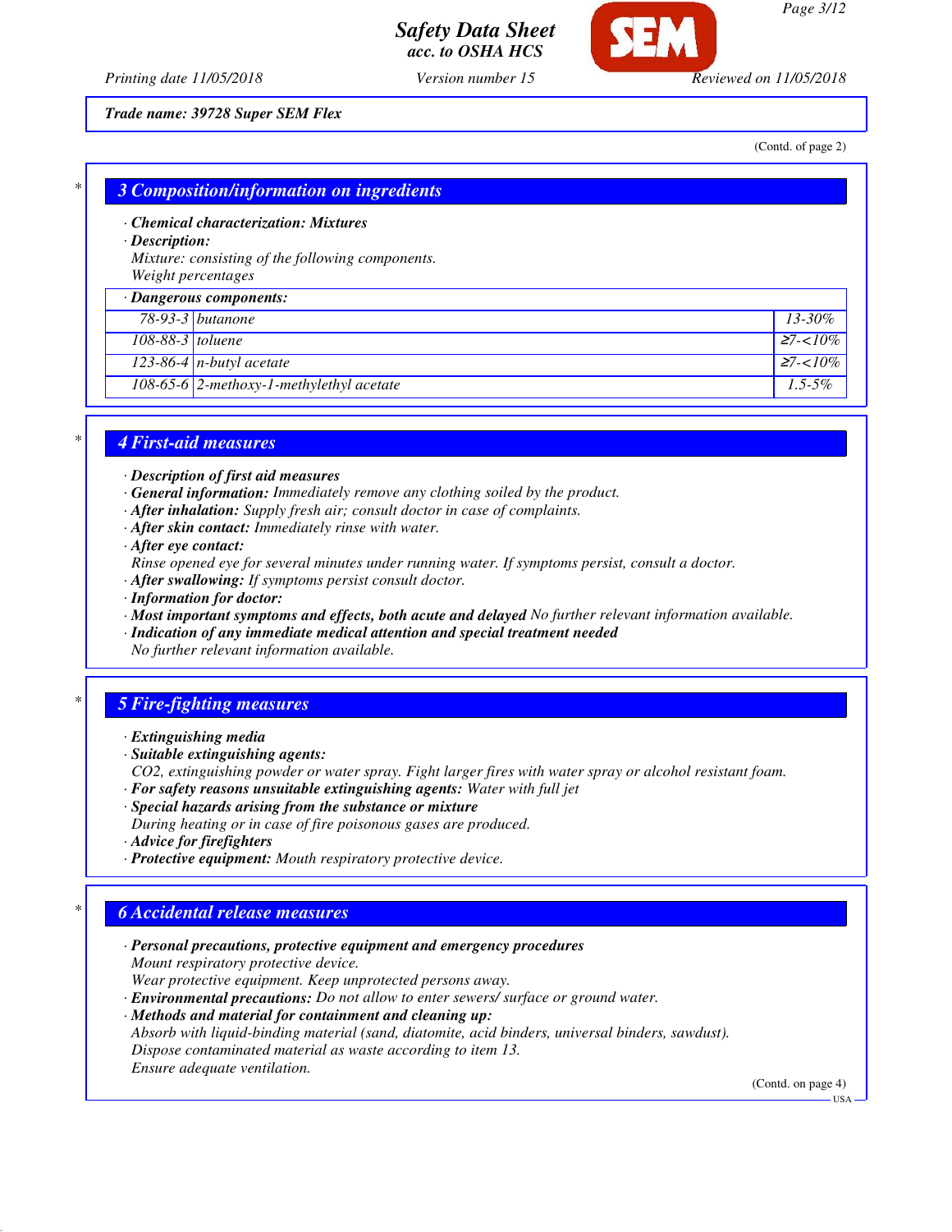Trade name: 39728 Super SEM Flex

(Contd. of page 2)

## 3 Composition/information on ingredients

· **Chemical characterization: Mixtures**
· **Description:**
Mixture: consisting of the following components.
Weight percentages

| · Dangerous components: | | |
|---|---|---|
| 78-93-3 | butanone | 13-30% |
| 108-88-3 | toluene | ≥7-<10% |
| 123-86-4 | n-butyl acetate | ≥7-<10% |
| 108-65-6 | 2-methoxy-1-methylethyl acetate | 1.5-5% |

## 4 First-aid measures

· **Description of first aid measures**
· **General information:** Immediately remove any clothing soiled by the product.
· **After inhalation:** Supply fresh air; consult doctor in case of complaints.
· **After skin contact:** Immediately rinse with water.
· **After eye contact:**
Rinse opened eye for several minutes under running water. If symptoms persist, consult a doctor.
· **After swallowing:** If symptoms persist consult doctor.
· **Information for doctor:**
· **Most important symptoms and effects, both acute and delayed** No further relevant information available.
· **Indication of any immediate medical attention and special treatment needed**
No further relevant information available.

## 5 Fire-fighting measures

· **Extinguishing media**
· **Suitable extinguishing agents:**
CO2, extinguishing powder or water spray. Fight larger fires with water spray or alcohol resistant foam.
· **For safety reasons unsuitable extinguishing agents:** Water with full jet
· **Special hazards arising from the substance or mixture**
During heating or in case of fire poisonous gases are produced.
· **Advice for firefighters**
· **Protective equipment:** Mouth respiratory protective device.

## 6 Accidental release measures

· **Personal precautions, protective equipment and emergency procedures**
Mount respiratory protective device.
Wear protective equipment. Keep unprotected persons away.
· **Environmental precautions:** Do not allow to enter sewers/ surface or ground water.
· **Methods and material for containment and cleaning up:**
Absorb with liquid-binding material (sand, diatomite, acid binders, universal binders, sawdust).
Dispose contaminated material as waste according to item 13.
Ensure adequate ventilation.

(Contd. on page 4)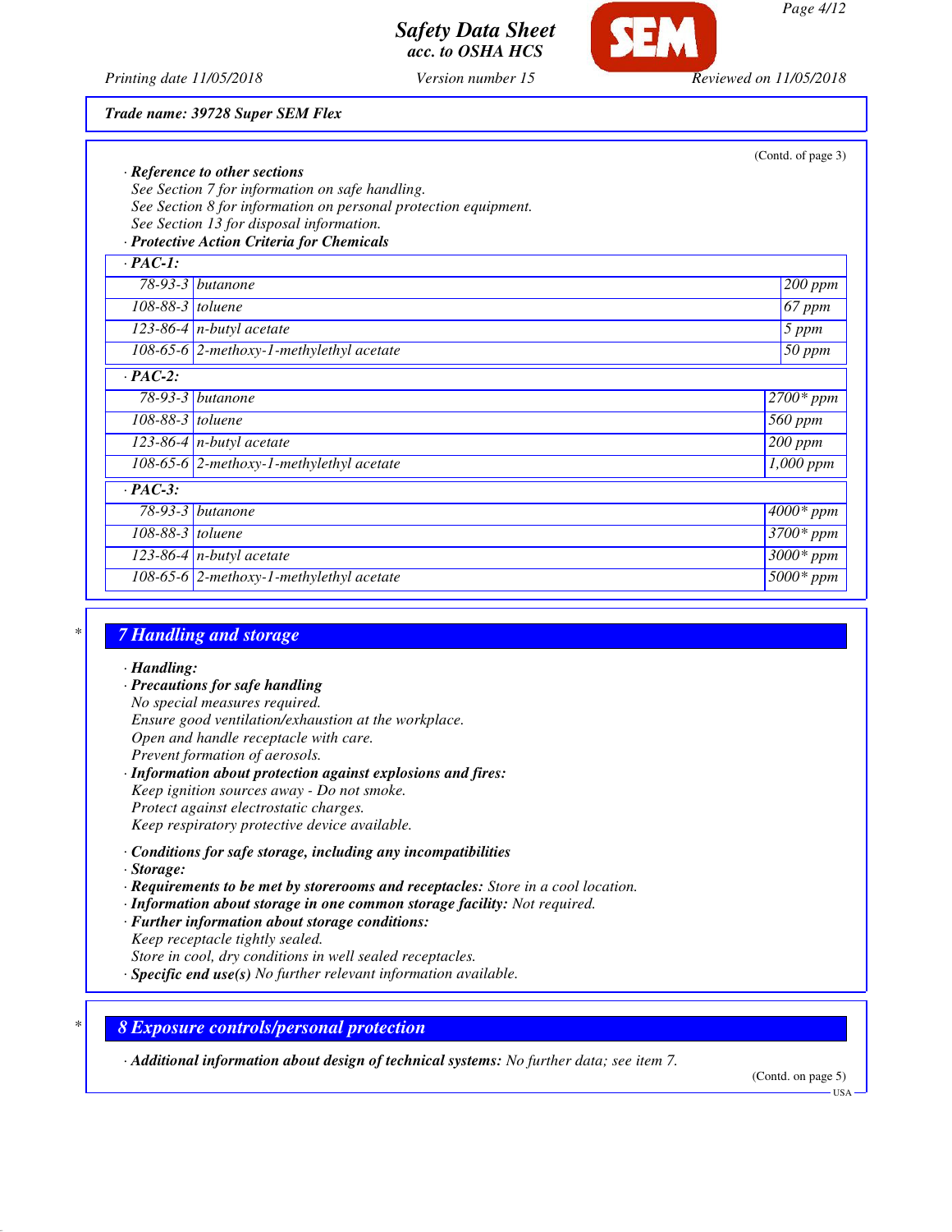**Trade name: 39728 Super SEM Flex**

(Contd. of page 3)

· **Reference to other sections**
See Section 7 for information on safe handling.
See Section 8 for information on personal protection equipment.
See Section 13 for disposal information.

· **Protective Action Criteria for Chemicals**

| · PAC-1: | | |
|---|---|---|
| 78-93-3 | butanone | 200 ppm |
| 108-88-3 | toluene | 67 ppm |
| 123-86-4 | n-butyl acetate | 5 ppm |
| 108-65-6 | 2-methoxy-1-methylethyl acetate | 50 ppm |
| **· PAC-2:** | | |
| 78-93-3 | butanone | 2700* ppm |
| 108-88-3 | toluene | 560 ppm |
| 123-86-4 | n-butyl acetate | 200 ppm |
| 108-65-6 | 2-methoxy-1-methylethyl acetate | 1,000 ppm |
| **· PAC-3:** | | |
| 78-93-3 | butanone | 4000* ppm |
| 108-88-3 | toluene | 3700* ppm |
| 123-86-4 | n-butyl acetate | 3000* ppm |
| 108-65-6 | 2-methoxy-1-methylethyl acetate | 5000* ppm |

## 7 Handling and storage

· **Handling:**

· **Precautions for safe handling**
No special measures required.
Ensure good ventilation/exhaustion at the workplace.
Open and handle receptacle with care.
Prevent formation of aerosols.

· **Information about protection against explosions and fires:**
Keep ignition sources away - Do not smoke.
Protect against electrostatic charges.
Keep respiratory protective device available.

· **Conditions for safe storage, including any incompatibilities**

· **Storage:**

· **Requirements to be met by storerooms and receptacles:** Store in a cool location.

· **Information about storage in one common storage facility:** Not required.

· **Further information about storage conditions:**
Keep receptacle tightly sealed.
Store in cool, dry conditions in well sealed receptacles.

· **Specific end use(s)** No further relevant information available.

## 8 Exposure controls/personal protection

· **Additional information about design of technical systems:** No further data; see item 7.

(Contd. on page 5)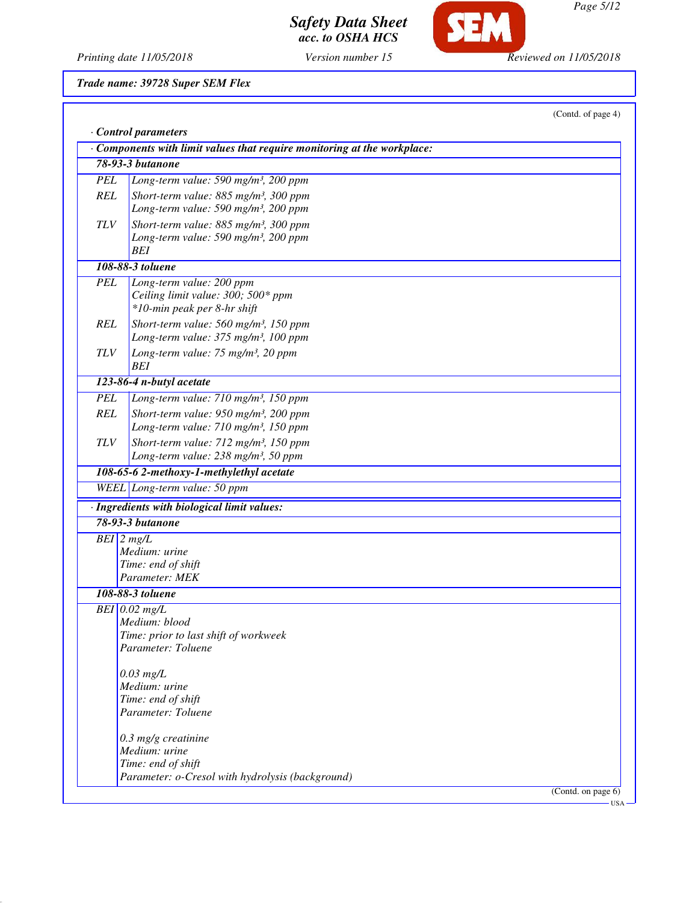**Trade name: 39728 Super SEM Flex**

(Contd. of page 4)

· **Control parameters**

| · **Components with limit values that require monitoring at the workplace:** | |
|---|---|
| **78-93-3 butanone** | |
| PEL | Long-term value: 590 mg/m³, 200 ppm |
| REL | Short-term value: 885 mg/m³, 300 ppm<br>Long-term value: 590 mg/m³, 200 ppm |
| TLV | Short-term value: 885 mg/m³, 300 ppm<br>Long-term value: 590 mg/m³, 200 ppm<br>BEI |
| **108-88-3 toluene** | |
| PEL | Long-term value: 200 ppm<br>Ceiling limit value: 300; 500* ppm<br>*10-min peak per 8-hr shift |
| REL | Short-term value: 560 mg/m³, 150 ppm<br>Long-term value: 375 mg/m³, 100 ppm |
| TLV | Long-term value: 75 mg/m³, 20 ppm<br>BEI |
| **123-86-4 n-butyl acetate** | |
| PEL | Long-term value: 710 mg/m³, 150 ppm |
| REL | Short-term value: 950 mg/m³, 200 ppm<br>Long-term value: 710 mg/m³, 150 ppm |
| TLV | Short-term value: 712 mg/m³, 150 ppm<br>Long-term value: 238 mg/m³, 50 ppm |
| **108-65-6 2-methoxy-1-methylethyl acetate** | |
| WEEL | Long-term value: 50 ppm |

| · **Ingredients with biological limit values:** | |
|---|---|
| **78-93-3 butanone** | |
| BEI | 2 mg/L<br>Medium: urine<br>Time: end of shift<br>Parameter: MEK |
| **108-88-3 toluene** | |
| BEI | 0.02 mg/L<br>Medium: blood<br>Time: prior to last shift of workweek<br>Parameter: Toluene<br><br>0.03 mg/L<br>Medium: urine<br>Time: end of shift<br>Parameter: Toluene<br><br>0.3 mg/g creatinine<br>Medium: urine<br>Time: end of shift<br>Parameter: o-Cresol with hydrolysis (background) |

(Contd. on page 6)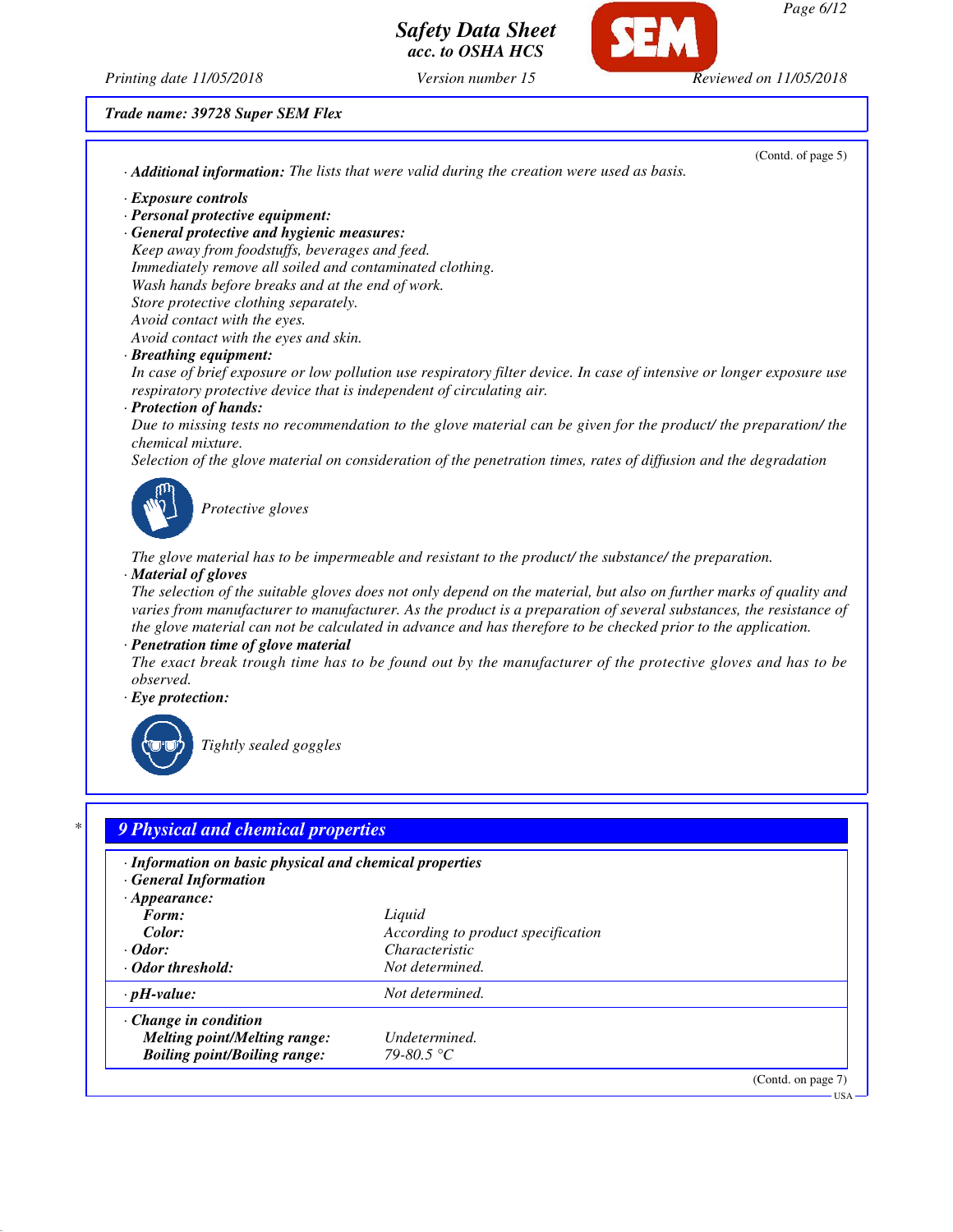**Trade name: 39728 Super SEM Flex**

(Contd. of page 5)

· **Additional information:** The lists that were valid during the creation were used as basis.

· **Exposure controls**
· **Personal protective equipment:**
· **General protective and hygienic measures:**
Keep away from foodstuffs, beverages and feed.
Immediately remove all soiled and contaminated clothing.
Wash hands before breaks and at the end of work.
Store protective clothing separately.
Avoid contact with the eyes.
Avoid contact with the eyes and skin.
· **Breathing equipment:**
In case of brief exposure or low pollution use respiratory filter device. In case of intensive or longer exposure use respiratory protective device that is independent of circulating air.
· **Protection of hands:**
Due to missing tests no recommendation to the glove material can be given for the product/ the preparation/ the chemical mixture.
Selection of the glove material on consideration of the penetration times, rates of diffusion and the degradation

Protective gloves

The glove material has to be impermeable and resistant to the product/ the substance/ the preparation.
· **Material of gloves**
The selection of the suitable gloves does not only depend on the material, but also on further marks of quality and varies from manufacturer to manufacturer. As the product is a preparation of several substances, the resistance of the glove material can not be calculated in advance and has therefore to be checked prior to the application.
· **Penetration time of glove material**
The exact break trough time has to be found out by the manufacturer of the protective gloves and has to be observed.
· **Eye protection:**

Tightly sealed goggles

## 9 Physical and chemical properties

· **Information on basic physical and chemical properties**
· **General Information**

| | |
|---|---|
| · **Appearance:** | |
| **Form:** | Liquid |
| **Color:** | According to product specification |
| · **Odor:** | Characteristic |
| · **Odor threshold:** | Not determined. |
| · **pH-value:** | Not determined. |
| · **Change in condition** | |
| **Melting point/Melting range:** | Undetermined. |
| **Boiling point/Boiling range:** | 79-80.5 °C |

(Contd. on page 7)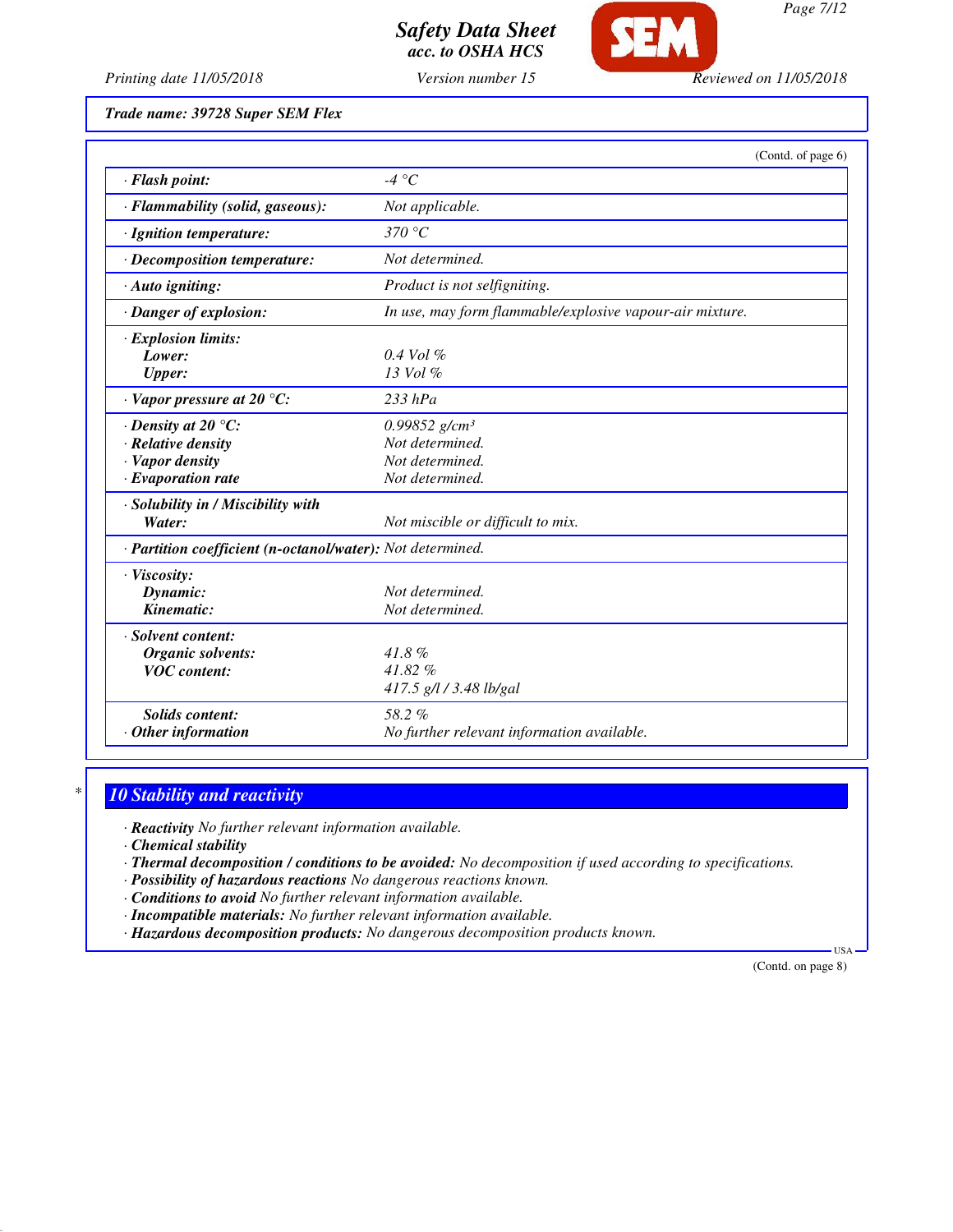**Trade name: 39728 Super SEM Flex**

(Contd. of page 6)

| | |
|---|---|
| · **Flash point:** | -4 °C |
| · **Flammability (solid, gaseous):** | Not applicable. |
| · **Ignition temperature:** | 370 °C |
| · **Decomposition temperature:** | Not determined. |
| · **Auto igniting:** | Product is not selfigniting. |
| · **Danger of explosion:** | In use, may form flammable/explosive vapour-air mixture. |
| · **Explosion limits:** | |
| **Lower:** | 0.4 Vol % |
| **Upper:** | 13 Vol % |
| · **Vapor pressure at 20 °C:** | 233 hPa |
| · **Density at 20 °C:** | 0.99852 g/cm³ |
| · **Relative density** | Not determined. |
| · **Vapor density** | Not determined. |
| · **Evaporation rate** | Not determined. |
| · **Solubility in / Miscibility with** | |
| **Water:** | Not miscible or difficult to mix. |
| · **Partition coefficient (n-octanol/water):** | Not determined. |
| · **Viscosity:** | |
| **Dynamic:** | Not determined. |
| **Kinematic:** | Not determined. |
| · **Solvent content:** | |
| **Organic solvents:** | 41.8 % |
| **VOC content:** | 41.82 % |
| | 417.5 g/l / 3.48 lb/gal |
| **Solids content:** | 58.2 % |
| · **Other information** | No further relevant information available. |

## 10 Stability and reactivity

· **Reactivity** No further relevant information available.
· **Chemical stability**
· **Thermal decomposition / conditions to be avoided:** No decomposition if used according to specifications.
· **Possibility of hazardous reactions** No dangerous reactions known.
· **Conditions to avoid** No further relevant information available.
· **Incompatible materials:** No further relevant information available.
· **Hazardous decomposition products:** No dangerous decomposition products known.

(Contd. on page 8)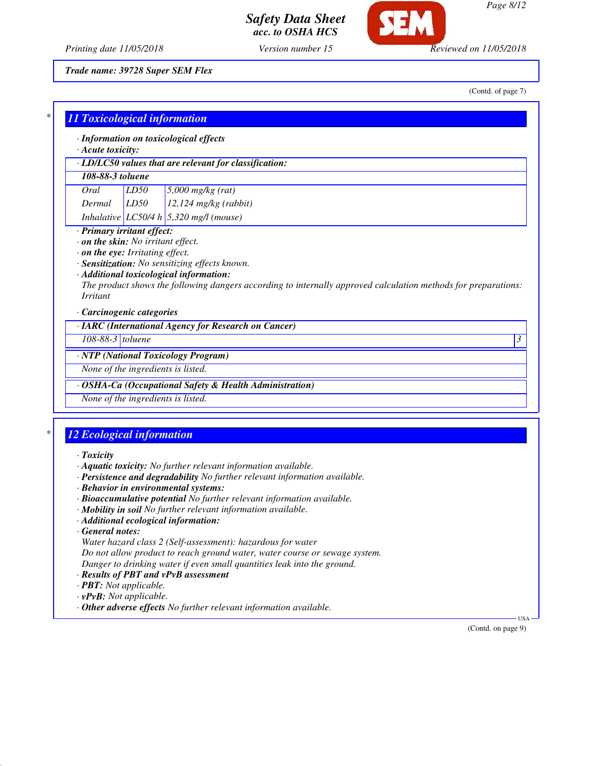(Contd. of page 7)

## 11 Toxicological information

· **Information on toxicological effects**
· **Acute toxicity:**

· **LD/LC50 values that are relevant for classification:**

| **108-88-3 toluene** | | |
|---|---|---|
| Oral | LD50 | 5,000 mg/kg (rat) |
| Dermal | LD50 | 12,124 mg/kg (rabbit) |
| Inhalative | LC50/4 h | 5,320 mg/l (mouse) |

· **Primary irritant effect:**
· **on the skin:** No irritant effect.
· **on the eye:** Irritating effect.
· **Sensitization:** No sensitizing effects known.
· **Additional toxicological information:**
The product shows the following dangers according to internally approved calculation methods for preparations:
Irritant

· **Carcinogenic categories**

· **IARC (International Agency for Research on Cancer)**

| 108-88-3 | toluene | 3 |
|---|---|---|

· **NTP (National Toxicology Program)**

None of the ingredients is listed.

· **OSHA-Ca (Occupational Safety & Health Administration)**

None of the ingredients is listed.

## 12 Ecological information

· **Toxicity**
· **Aquatic toxicity:** No further relevant information available.
· **Persistence and degradability** No further relevant information available.
· **Behavior in environmental systems:**
· **Bioaccumulative potential** No further relevant information available.
· **Mobility in soil** No further relevant information available.
· **Additional ecological information:**
· **General notes:**
Water hazard class 2 (Self-assessment): hazardous for water
Do not allow product to reach ground water, water course or sewage system.
Danger to drinking water if even small quantities leak into the ground.
· **Results of PBT and vPvB assessment**
· **PBT:** Not applicable.
· **vPvB:** Not applicable.
· **Other adverse effects** No further relevant information available.

(Contd. on page 9)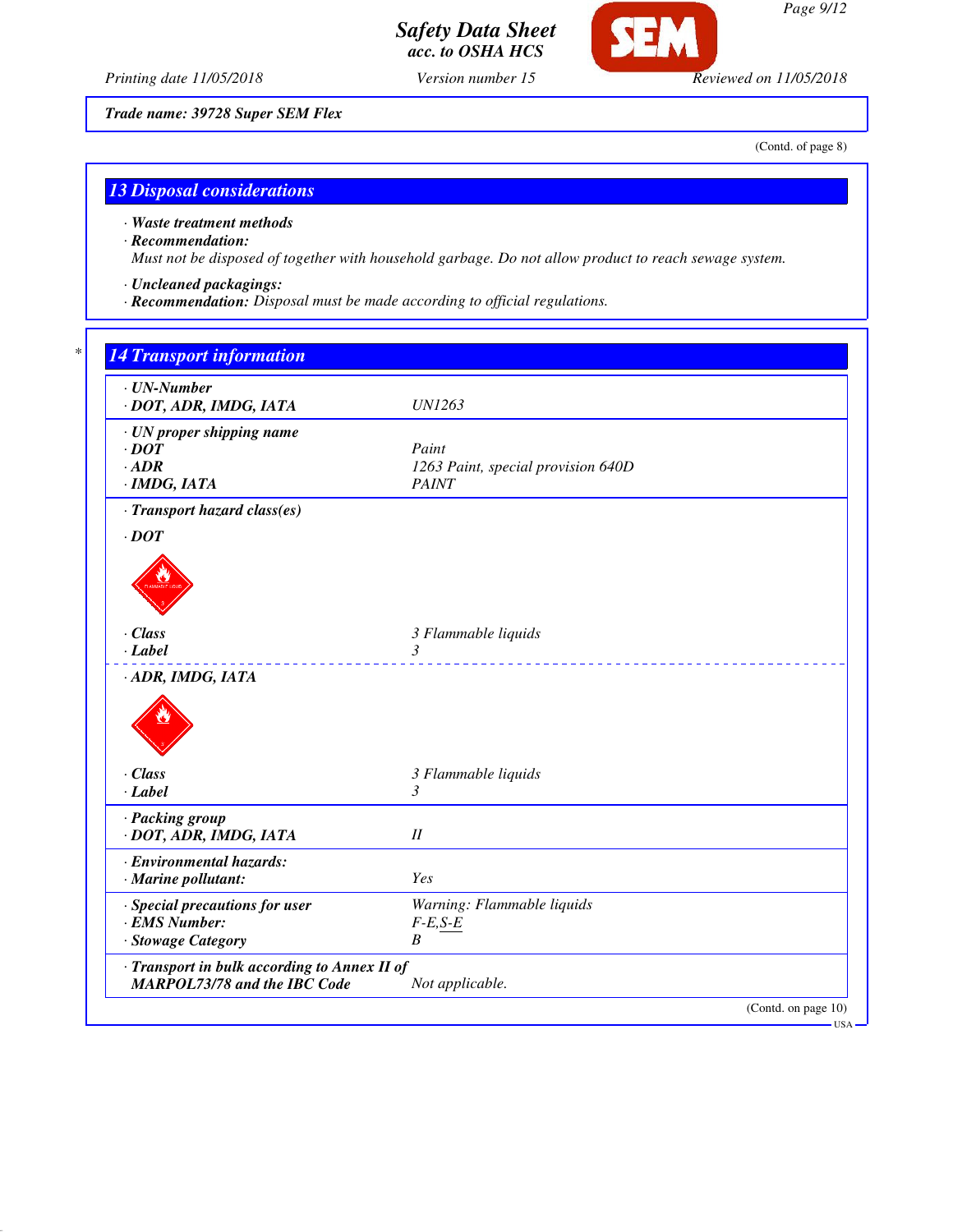Trade name: 39728 Super SEM Flex

(Contd. of page 8)

## 13 Disposal considerations

· **Waste treatment methods**
· **Recommendation:**
Must not be disposed of together with household garbage. Do not allow product to reach sewage system.

· **Uncleaned packagings:**
· **Recommendation:** Disposal must be made according to official regulations.

## 14 Transport information

| | |
|---|---|
| · **UN-Number** | |
| · **DOT, ADR, IMDG, IATA** | UN1263 |
| · **UN proper shipping name** | |
| · **DOT** | Paint |
| · **ADR** | 1263 Paint, special provision 640D |
| · **IMDG, IATA** | PAINT |
| · **Transport hazard class(es)** | |
| · **DOT** | |
| · **Class** | 3 Flammable liquids |
| · **Label** | 3 |
| · **ADR, IMDG, IATA** | |
| · **Class** | 3 Flammable liquids |
| · **Label** | 3 |
| · **Packing group** | |
| · **DOT, ADR, IMDG, IATA** | II |
| · **Environmental hazards:** | |
| · **Marine pollutant:** | Yes |
| · **Special precautions for user** | Warning: Flammable liquids |
| · **EMS Number:** | F-E,S-E |
| · **Stowage Category** | B |
| · **Transport in bulk according to Annex II of MARPOL73/78 and the IBC Code** | Not applicable. |

(Contd. on page 10)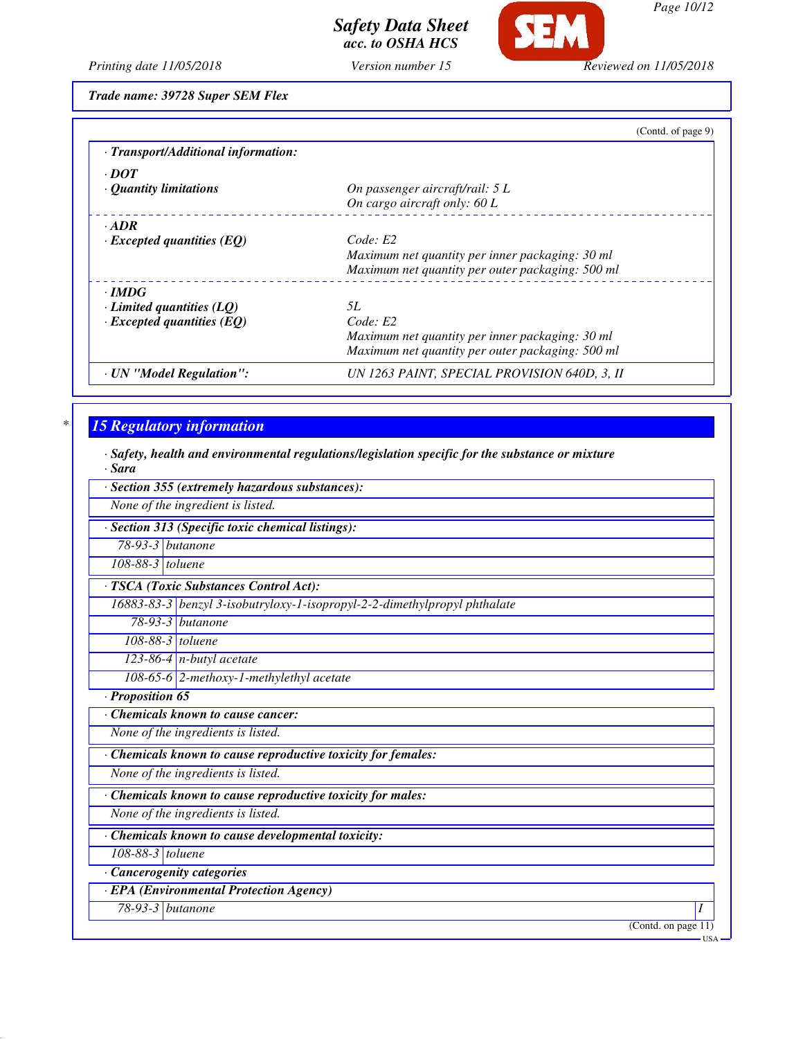Trade name: 39728 Super SEM Flex

(Contd. of page 9)

· **Transport/Additional information:**

· **DOT**

· **Quantity limitations** — On passenger aircraft/rail: 5 L
On cargo aircraft only: 60 L

· **ADR**

· **Excepted quantities (EQ)** — Code: E2
Maximum net quantity per inner packaging: 30 ml
Maximum net quantity per outer packaging: 500 ml

· **IMDG**

· **Limited quantities (LQ)** — 5L

· **Excepted quantities (EQ)** — Code: E2
Maximum net quantity per inner packaging: 30 ml
Maximum net quantity per outer packaging: 500 ml

· **UN "Model Regulation":** — UN 1263 PAINT, SPECIAL PROVISION 640D, 3, II

## 15 Regulatory information

· **Safety, health and environmental regulations/legislation specific for the substance or mixture**

· **Sara**

· **Section 355 (extremely hazardous substances):**

None of the ingredient is listed.

· **Section 313 (Specific toxic chemical listings):**

| | |
|---|---|
| 78-93-3 | butanone |
| 108-88-3 | toluene |

· **TSCA (Toxic Substances Control Act):**

| | |
|---|---|
| 16883-83-3 | benzyl 3-isobutryloxy-1-isopropyl-2-2-dimethylpropyl phthalate |
| 78-93-3 | butanone |
| 108-88-3 | toluene |
| 123-86-4 | n-butyl acetate |
| 108-65-6 | 2-methoxy-1-methylethyl acetate |

· **Proposition 65**

· **Chemicals known to cause cancer:**

None of the ingredients is listed.

· **Chemicals known to cause reproductive toxicity for females:**

None of the ingredients is listed.

· **Chemicals known to cause reproductive toxicity for males:**

None of the ingredients is listed.

· **Chemicals known to cause developmental toxicity:**

| | |
|---|---|
| 108-88-3 | toluene |

· **Cancerogenity categories**

· **EPA (Environmental Protection Agency)**

| | | |
|---|---|---|
| 78-93-3 | butanone | I |

(Contd. on page 11)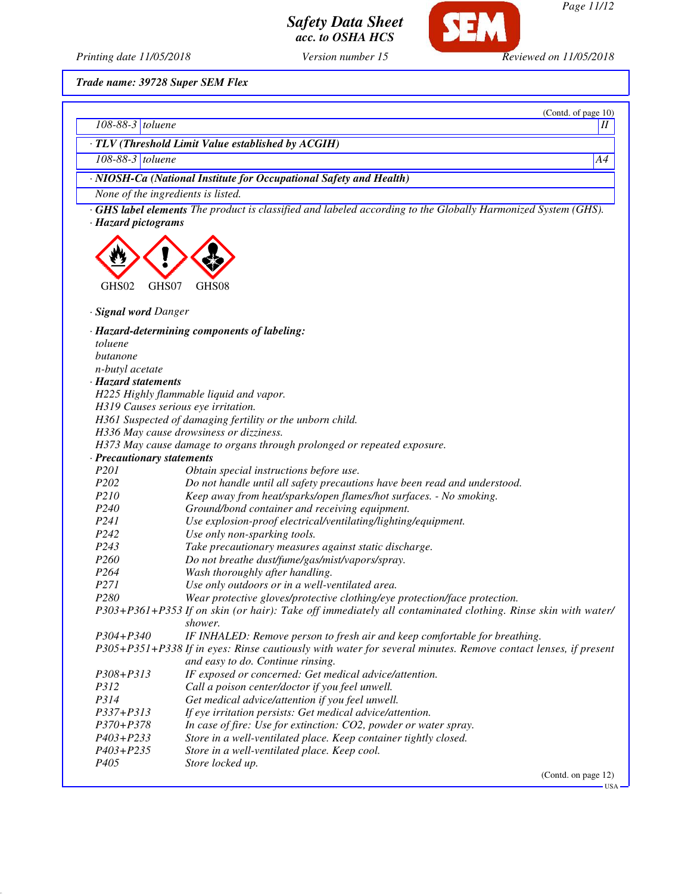Trade name: 39728 Super SEM Flex

(Contd. of page 10)

| | | |
|---|---|---|
| 108-88-3 | toluene | II |

· **TLV (Threshold Limit Value established by ACGIH)**

| | | |
|---|---|---|
| 108-88-3 | toluene | A4 |

· **NIOSH-Ca (National Institute for Occupational Safety and Health)**

None of the ingredients is listed.

· **GHS label elements** The product is classified and labeled according to the Globally Harmonized System (GHS).

· **Hazard pictograms**

GHS02 GHS07 GHS08

· **Signal word** Danger

· **Hazard-determining components of labeling:**

toluene
butanone
n-butyl acetate

· **Hazard statements**

H225 Highly flammable liquid and vapor.
H319 Causes serious eye irritation.
H361 Suspected of damaging fertility or the unborn child.
H336 May cause drowsiness or dizziness.
H373 May cause damage to organs through prolonged or repeated exposure.

· **Precautionary statements**

| | |
|---|---|
| P201 | Obtain special instructions before use. |
| P202 | Do not handle until all safety precautions have been read and understood. |
| P210 | Keep away from heat/sparks/open flames/hot surfaces. - No smoking. |
| P240 | Ground/bond container and receiving equipment. |
| P241 | Use explosion-proof electrical/ventilating/lighting/equipment. |
| P242 | Use only non-sparking tools. |
| P243 | Take precautionary measures against static discharge. |
| P260 | Do not breathe dust/fume/gas/mist/vapors/spray. |
| P264 | Wash thoroughly after handling. |
| P271 | Use only outdoors or in a well-ventilated area. |
| P280 | Wear protective gloves/protective clothing/eye protection/face protection. |
| P303+P361+P353 | If on skin (or hair): Take off immediately all contaminated clothing. Rinse skin with water/shower. |
| P304+P340 | IF INHALED: Remove person to fresh air and keep comfortable for breathing. |
| P305+P351+P338 | If in eyes: Rinse cautiously with water for several minutes. Remove contact lenses, if present and easy to do. Continue rinsing. |
| P308+P313 | IF exposed or concerned: Get medical advice/attention. |
| P312 | Call a poison center/doctor if you feel unwell. |
| P314 | Get medical advice/attention if you feel unwell. |
| P337+P313 | If eye irritation persists: Get medical advice/attention. |
| P370+P378 | In case of fire: Use for extinction: CO2, powder or water spray. |
| P403+P233 | Store in a well-ventilated place. Keep container tightly closed. |
| P403+P235 | Store in a well-ventilated place. Keep cool. |
| P405 | Store locked up. |

(Contd. on page 12)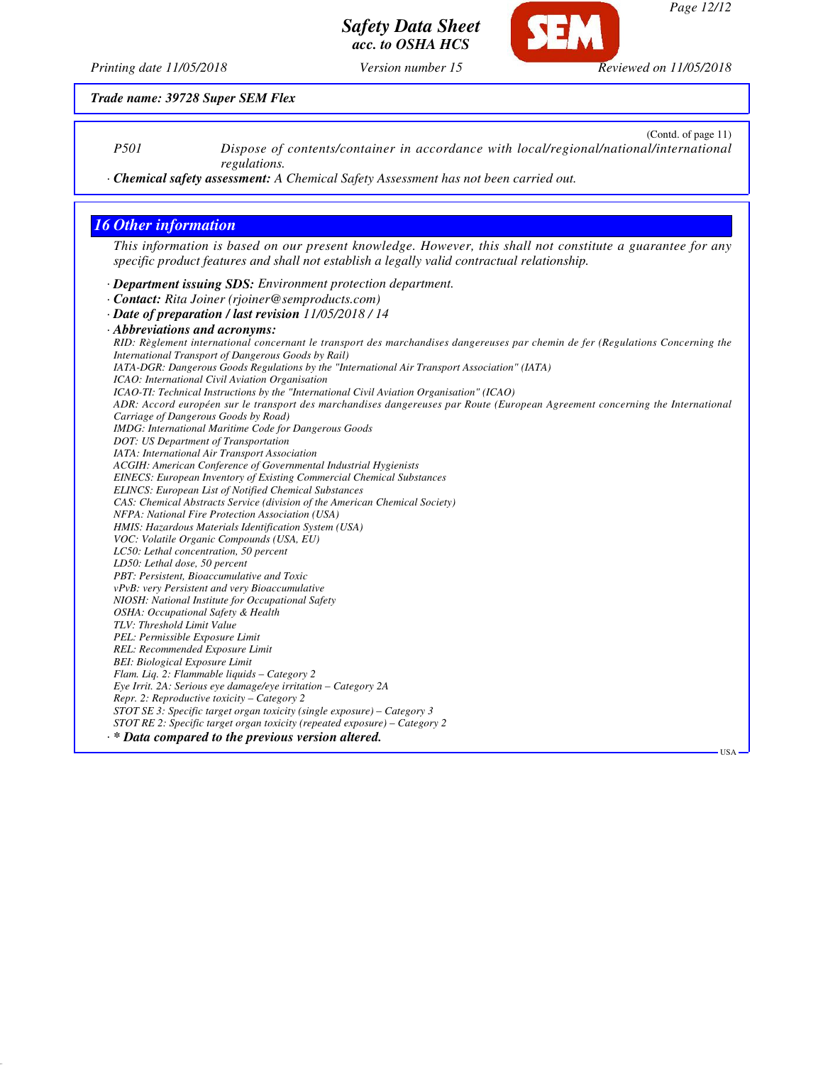**Trade name: 39728 Super SEM Flex**

(Contd. of page 11)

*P501* *Dispose of contents/container in accordance with local/regional/national/international regulations.*

· ***Chemical safety assessment:*** *A Chemical Safety Assessment has not been carried out.*

## 16 Other information

*This information is based on our present knowledge. However, this shall not constitute a guarantee for any specific product features and shall not establish a legally valid contractual relationship.*

· ***Department issuing SDS:*** *Environment protection department.*
· ***Contact:*** *Rita Joiner (rjoiner@semproducts.com)*
· ***Date of preparation / last revision*** *11/05/2018 / 14*
· ***Abbreviations and acronyms:***

*RID: Règlement international concernant le transport des marchandises dangereuses par chemin de fer (Regulations Concerning the International Transport of Dangerous Goods by Rail)*
*IATA-DGR: Dangerous Goods Regulations by the "International Air Transport Association" (IATA)*
*ICAO: International Civil Aviation Organisation*
*ICAO-TI: Technical Instructions by the "International Civil Aviation Organisation" (ICAO)*
*ADR: Accord européen sur le transport des marchandises dangereuses par Route (European Agreement concerning the International Carriage of Dangerous Goods by Road)*
*IMDG: International Maritime Code for Dangerous Goods*
*DOT: US Department of Transportation*
*IATA: International Air Transport Association*
*ACGIH: American Conference of Governmental Industrial Hygienists*
*EINECS: European Inventory of Existing Commercial Chemical Substances*
*ELINCS: European List of Notified Chemical Substances*
*CAS: Chemical Abstracts Service (division of the American Chemical Society)*
*NFPA: National Fire Protection Association (USA)*
*HMIS: Hazardous Materials Identification System (USA)*
*VOC: Volatile Organic Compounds (USA, EU)*
*LC50: Lethal concentration, 50 percent*
*LD50: Lethal dose, 50 percent*
*PBT: Persistent, Bioaccumulative and Toxic*
*vPvB: very Persistent and very Bioaccumulative*
*NIOSH: National Institute for Occupational Safety*
*OSHA: Occupational Safety & Health*
*TLV: Threshold Limit Value*
*PEL: Permissible Exposure Limit*
*REL: Recommended Exposure Limit*
*BEI: Biological Exposure Limit*
*Flam. Liq. 2: Flammable liquids – Category 2*
*Eye Irrit. 2A: Serious eye damage/eye irritation – Category 2A*
*Repr. 2: Reproductive toxicity – Category 2*
*STOT SE 3: Specific target organ toxicity (single exposure) – Category 3*
*STOT RE 2: Specific target organ toxicity (repeated exposure) – Category 2*

· ***\* Data compared to the previous version altered.***

USA